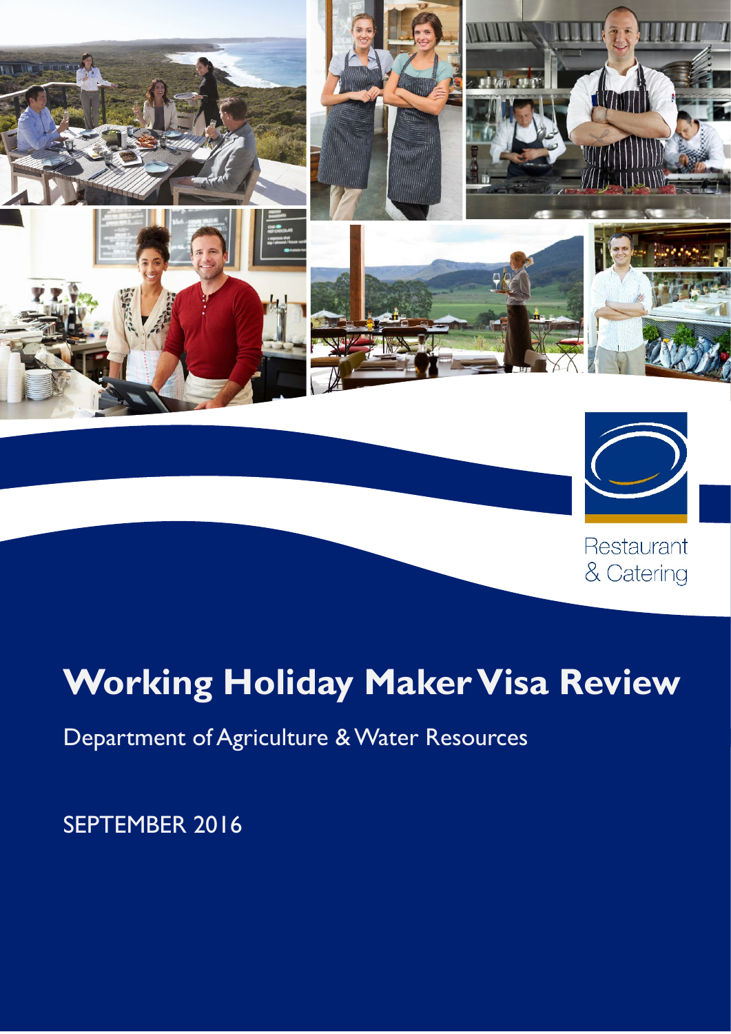Restaurant & Catering

# Working Holiday Maker Visa Review

Department of Agriculture & Water Resources

SEPTEMBER 2016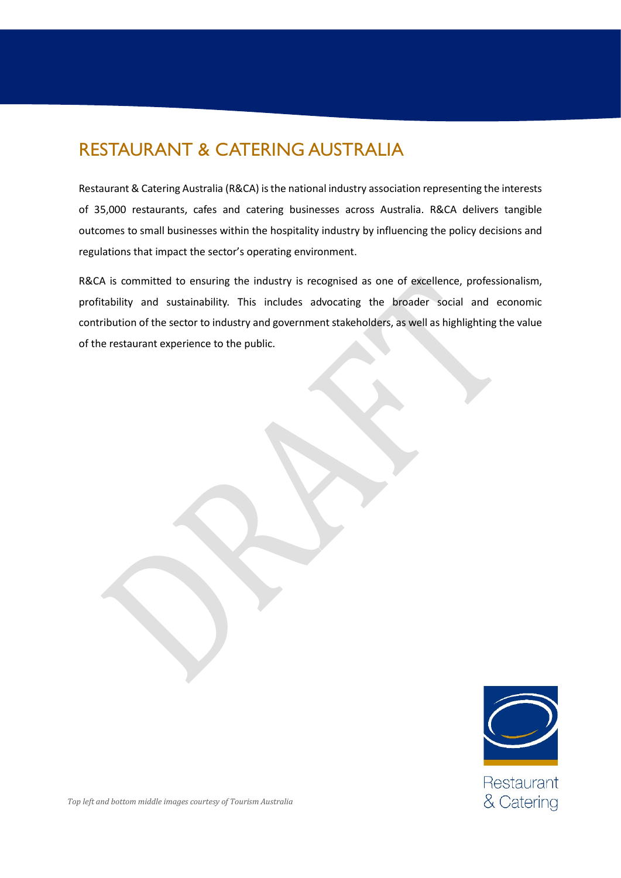# RESTAURANT & CATERING AUSTRALIA

Restaurant & Catering Australia (R&CA) is the national industry association representing the interests of 35,000 restaurants, cafes and catering businesses across Australia. R&CA delivers tangible outcomes to small businesses within the hospitality industry by influencing the policy decisions and regulations that impact the sector's operating environment.

R&CA is committed to ensuring the industry is recognised as one of excellence, professionalism, profitability and sustainability. This includes advocating the broader social and economic contribution of the sector to industry and government stakeholders, as well as highlighting the value of the restaurant experience to the public.

*Top left and bottom middle images courtesy of Tourism Australia*

Restaurant & Catering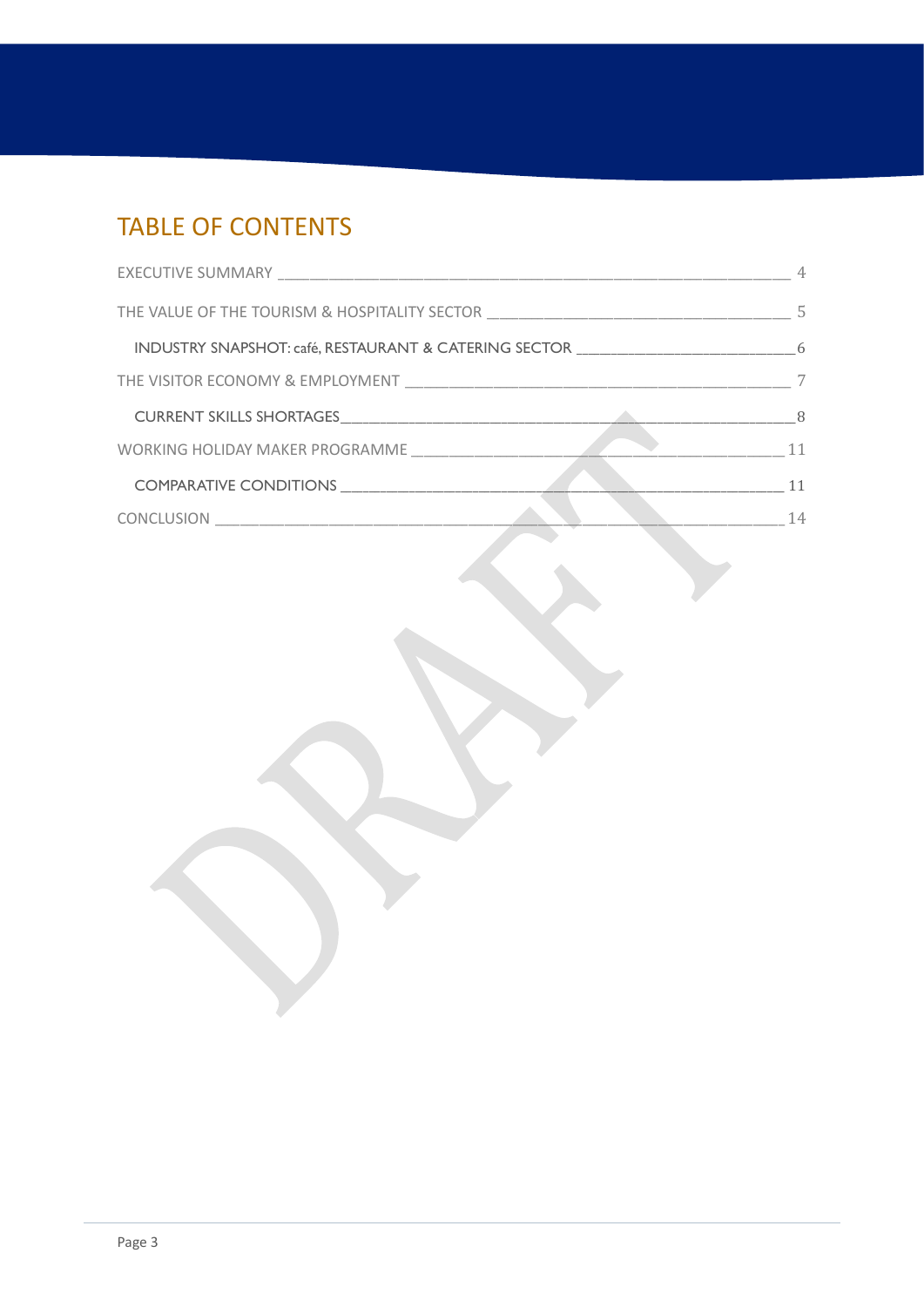## TABLE OF CONTENTS

EXECUTIVE SUMMARY ____ 4

THE VALUE OF THE TOURISM & HOSPITALITY SECTOR ____ 5

- INDUSTRY SNAPSHOT: café, RESTAURANT & CATERING SECTOR ____ 6

THE VISITOR ECONOMY & EMPLOYMENT ____ 7

- CURRENT SKILLS SHORTAGES ____ 8

WORKING HOLIDAY MAKER PROGRAMME ____ 11

- COMPARATIVE CONDITIONS ____ 11

CONCLUSION ____ 14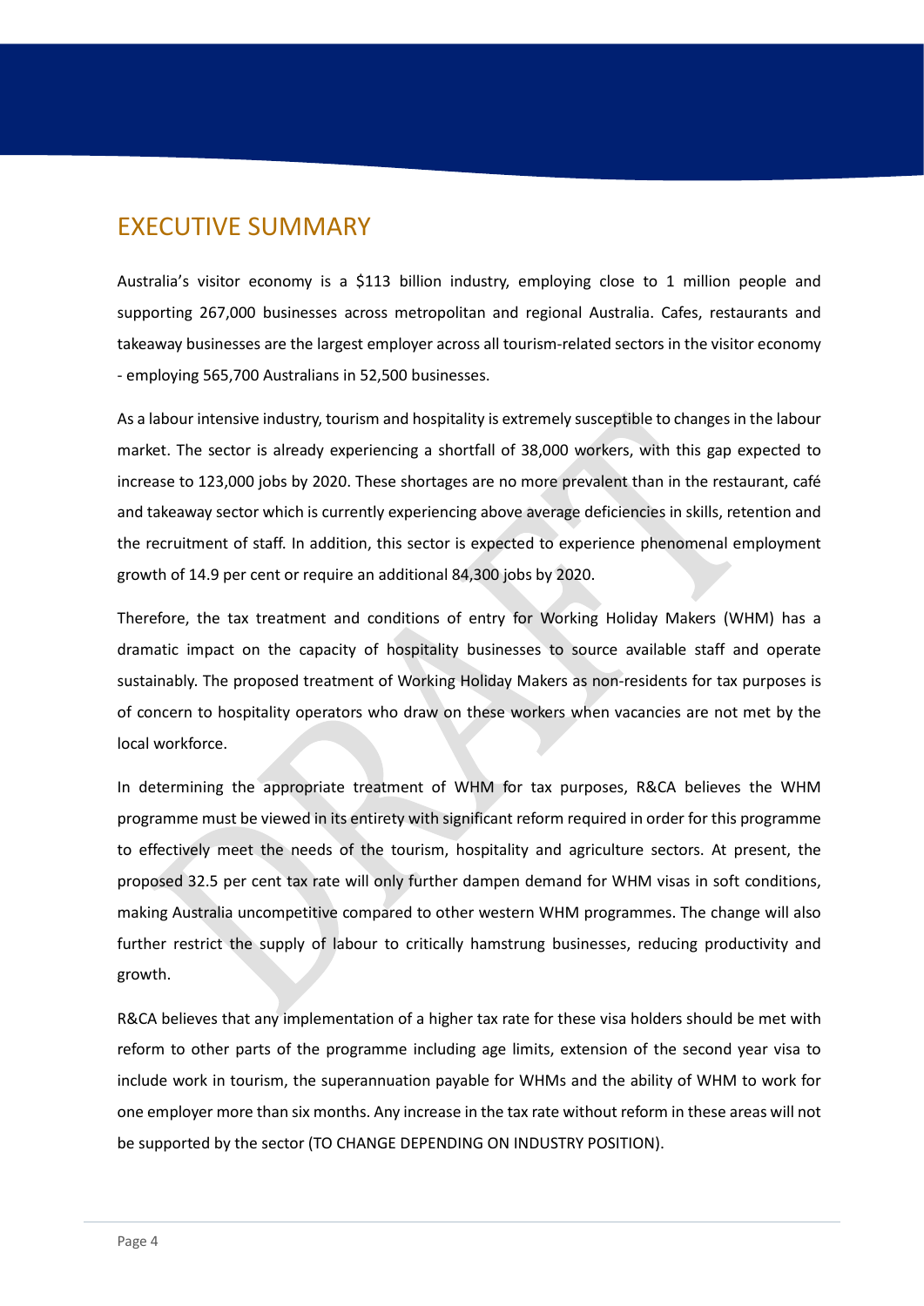# EXECUTIVE SUMMARY

Australia's visitor economy is a $113 billion industry, employing close to 1 million people and supporting 267,000 businesses across metropolitan and regional Australia. Cafes, restaurants and takeaway businesses are the largest employer across all tourism-related sectors in the visitor economy - employing 565,700 Australians in 52,500 businesses.

As a labour intensive industry, tourism and hospitality is extremely susceptible to changes in the labour market. The sector is already experiencing a shortfall of 38,000 workers, with this gap expected to increase to 123,000 jobs by 2020. These shortages are no more prevalent than in the restaurant, café and takeaway sector which is currently experiencing above average deficiencies in skills, retention and the recruitment of staff. In addition, this sector is expected to experience phenomenal employment growth of 14.9 per cent or require an additional 84,300 jobs by 2020.

Therefore, the tax treatment and conditions of entry for Working Holiday Makers (WHM) has a dramatic impact on the capacity of hospitality businesses to source available staff and operate sustainably. The proposed treatment of Working Holiday Makers as non-residents for tax purposes is of concern to hospitality operators who draw on these workers when vacancies are not met by the local workforce.

In determining the appropriate treatment of WHM for tax purposes, R&CA believes the WHM programme must be viewed in its entirety with significant reform required in order for this programme to effectively meet the needs of the tourism, hospitality and agriculture sectors. At present, the proposed 32.5 per cent tax rate will only further dampen demand for WHM visas in soft conditions, making Australia uncompetitive compared to other western WHM programmes. The change will also further restrict the supply of labour to critically hamstrung businesses, reducing productivity and growth.

R&CA believes that any implementation of a higher tax rate for these visa holders should be met with reform to other parts of the programme including age limits, extension of the second year visa to include work in tourism, the superannuation payable for WHMs and the ability of WHM to work for one employer more than six months. Any increase in the tax rate without reform in these areas will not be supported by the sector (TO CHANGE DEPENDING ON INDUSTRY POSITION).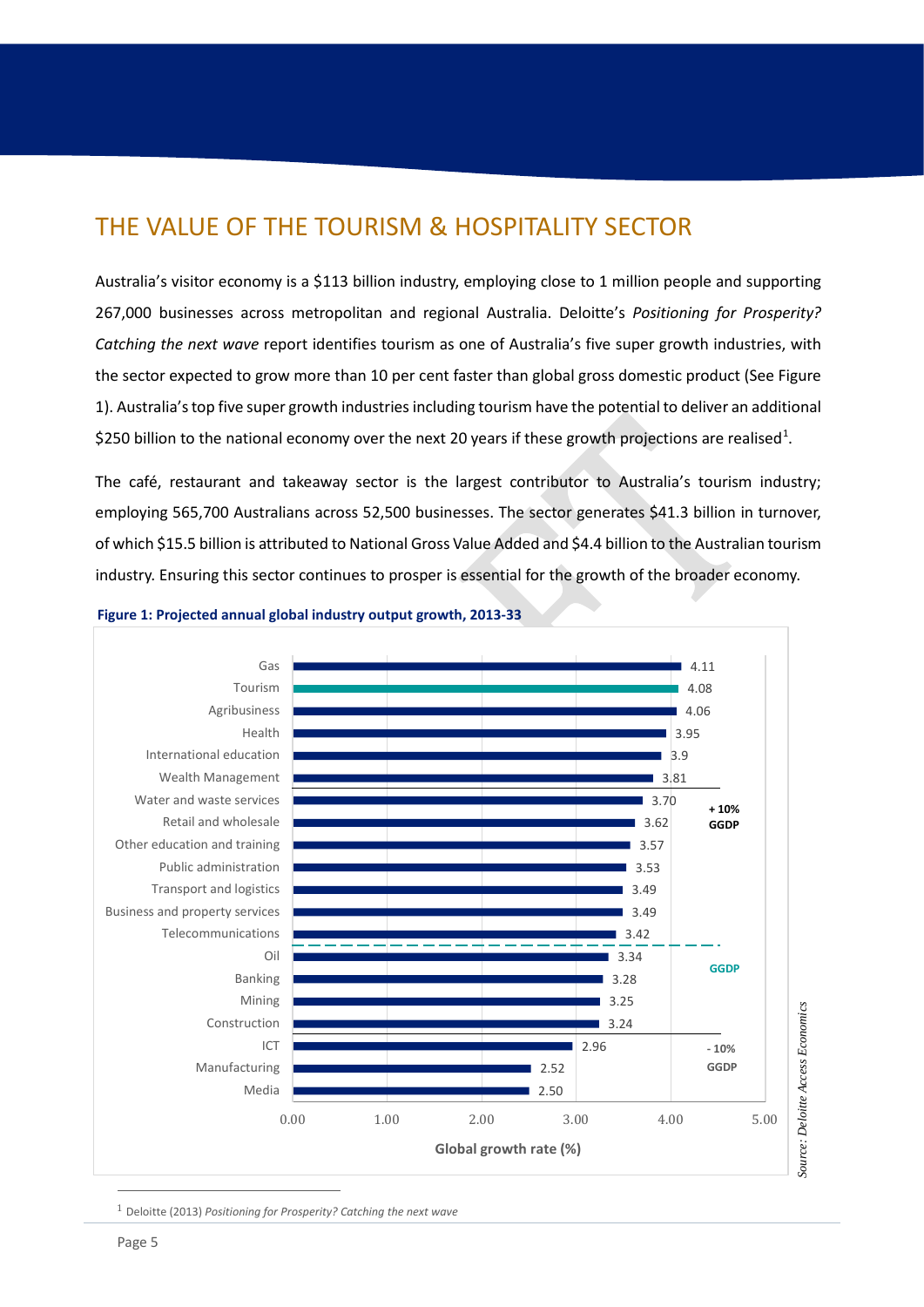# THE VALUE OF THE TOURISM & HOSPITALITY SECTOR

Australia's visitor economy is a $113 billion industry, employing close to 1 million people and supporting 267,000 businesses across metropolitan and regional Australia. Deloitte's *Positioning for Prosperity? Catching the next wave* report identifies tourism as one of Australia's five super growth industries, with the sector expected to grow more than 10 per cent faster than global gross domestic product (See Figure 1). Australia's top five super growth industries including tourism have the potential to deliver an additional $250 billion to the national economy over the next 20 years if these growth projections are realised[1].

The café, restaurant and takeaway sector is the largest contributor to Australia's tourism industry; employing 565,700 Australians across 52,500 businesses. The sector generates $41.3 billion in turnover, of which $15.5 billion is attributed to National Gross Value Added and $4.4 billion to the Australian tourism industry. Ensuring this sector continues to prosper is essential for the growth of the broader economy.

**Figure 1: Projected annual global industry output growth, 2013-33**

| Industry | Global growth rate (%) | Group |
|---|---|---|
| Gas | 4.11 | + 10% GGDP |
| Tourism | 4.08 | + 10% GGDP |
| Agribusiness | 4.06 | + 10% GGDP |
| Health | 3.95 | + 10% GGDP |
| International education | 3.9 | + 10% GGDP |
| Wealth Management | 3.81 | + 10% GGDP |
| Water and waste services | 3.70 | GGDP |
| Retail and wholesale | 3.62 | GGDP |
| Other education and training | 3.57 | GGDP |
| Public administration | 3.53 | GGDP |
| Transport and logistics | 3.49 | GGDP |
| Business and property services | 3.49 | GGDP |
| Telecommunications | 3.42 | GGDP |
| Oil | 3.34 | GGDP |
| Banking | 3.28 | GGDP |
| Mining | 3.25 | GGDP |
| Construction | 3.24 | GGDP |
| ICT | 2.96 | - 10% GGDP |
| Manufacturing | 2.52 | - 10% GGDP |
| Media | 2.50 | - 10% GGDP |

*Source: Deloitte Access Economics*

[1] Deloitte (2013) *Positioning for Prosperity? Catching the next wave*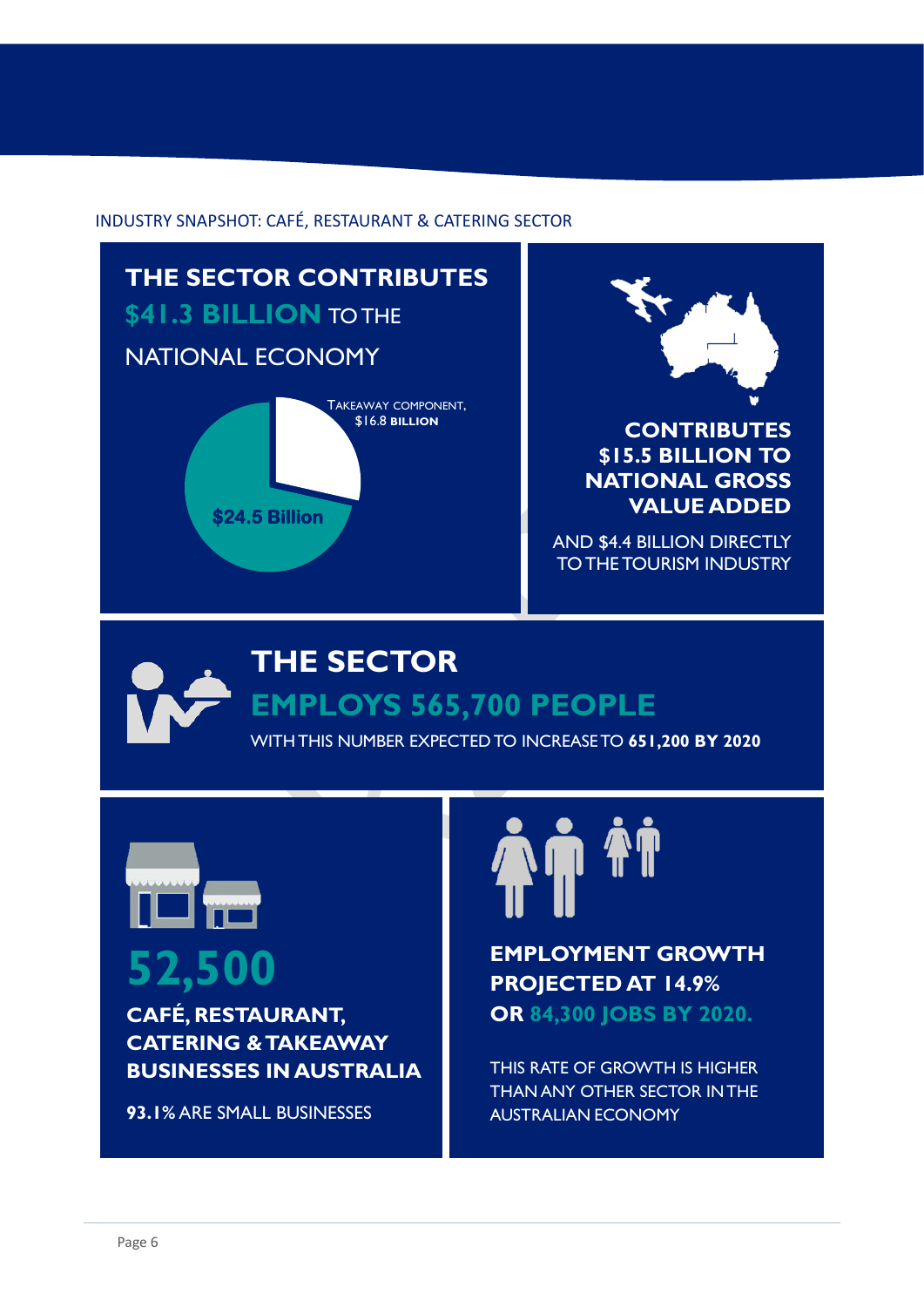INDUSTRY SNAPSHOT: CAFÉ, RESTAURANT & CATERING SECTOR

## THE SECTOR CONTRIBUTES $41.3 BILLION TO THE NATIONAL ECONOMY

TAKEAWAY COMPONENT, $16.8 BILLION

$24.5 Billion

## CONTRIBUTES $15.5 BILLION TO NATIONAL GROSS VALUE ADDED

AND $4.4 BILLION DIRECTLY TO THE TOURISM INDUSTRY

## THE SECTOR EMPLOYS 565,700 PEOPLE

WITH THIS NUMBER EXPECTED TO INCREASE TO **651,200 BY 2020**

## 52,500

**CAFÉ, RESTAURANT, CATERING & TAKEAWAY BUSINESSES IN AUSTRALIA**

**93.1%** ARE SMALL BUSINESSES

## EMPLOYMENT GROWTH PROJECTED AT 14.9% OR 84,300 JOBS BY 2020.

THIS RATE OF GROWTH IS HIGHER THAN ANY OTHER SECTOR IN THE AUSTRALIAN ECONOMY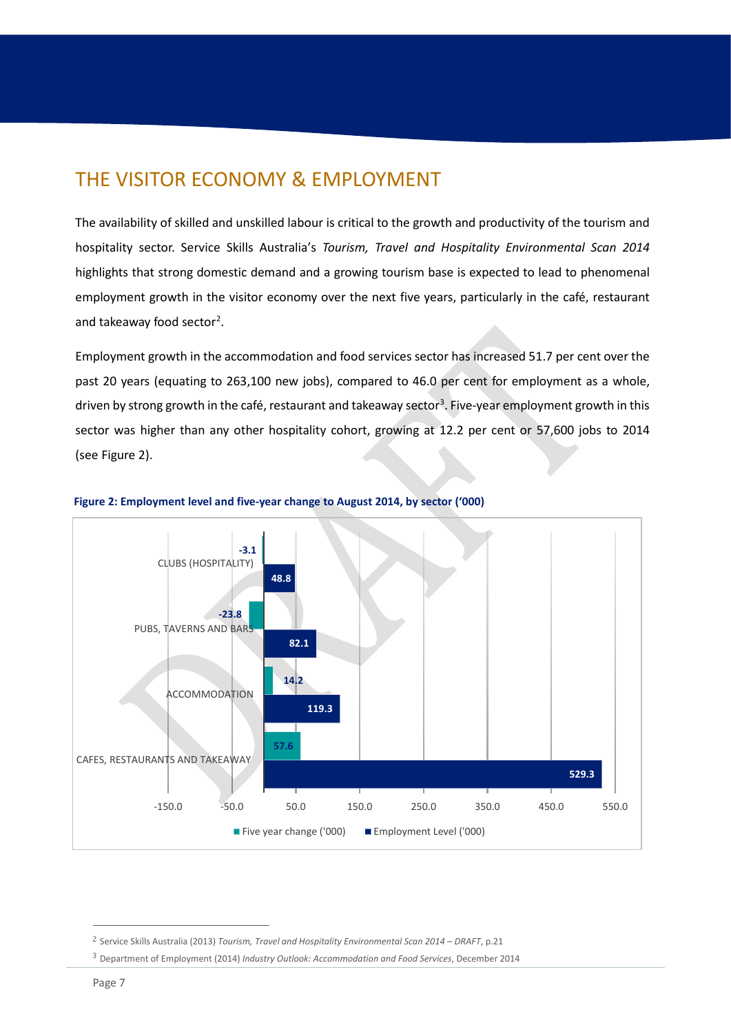# THE VISITOR ECONOMY & EMPLOYMENT

The availability of skilled and unskilled labour is critical to the growth and productivity of the tourism and hospitality sector. Service Skills Australia's *Tourism, Travel and Hospitality Environmental Scan 2014* highlights that strong domestic demand and a growing tourism base is expected to lead to phenomenal employment growth in the visitor economy over the next five years, particularly in the café, restaurant and takeaway food sector[2].

Employment growth in the accommodation and food services sector has increased 51.7 per cent over the past 20 years (equating to 263,100 new jobs), compared to 46.0 per cent for employment as a whole, driven by strong growth in the café, restaurant and takeaway sector[3]. Five-year employment growth in this sector was higher than any other hospitality cohort, growing at 12.2 per cent or 57,600 jobs to 2014 (see Figure 2).

**Figure 2: Employment level and five-year change to August 2014, by sector ('000)**

| Sector | Five year change ('000) | Employment Level ('000) |
|---|---|---|
| CLUBS (HOSPITALITY) | -3.1 | 48.8 |
| PUBS, TAVERNS AND BARS | -23.8 | 82.1 |
| ACCOMMODATION | 14.2 | 119.3 |
| CAFES, RESTAURANTS AND TAKEAWAY | 57.6 | 529.3 |

---

[2] Service Skills Australia (2013) *Tourism, Travel and Hospitality Environmental Scan 2014 – DRAFT*, p.21

[3] Department of Employment (2014) *Industry Outlook: Accommodation and Food Services*, December 2014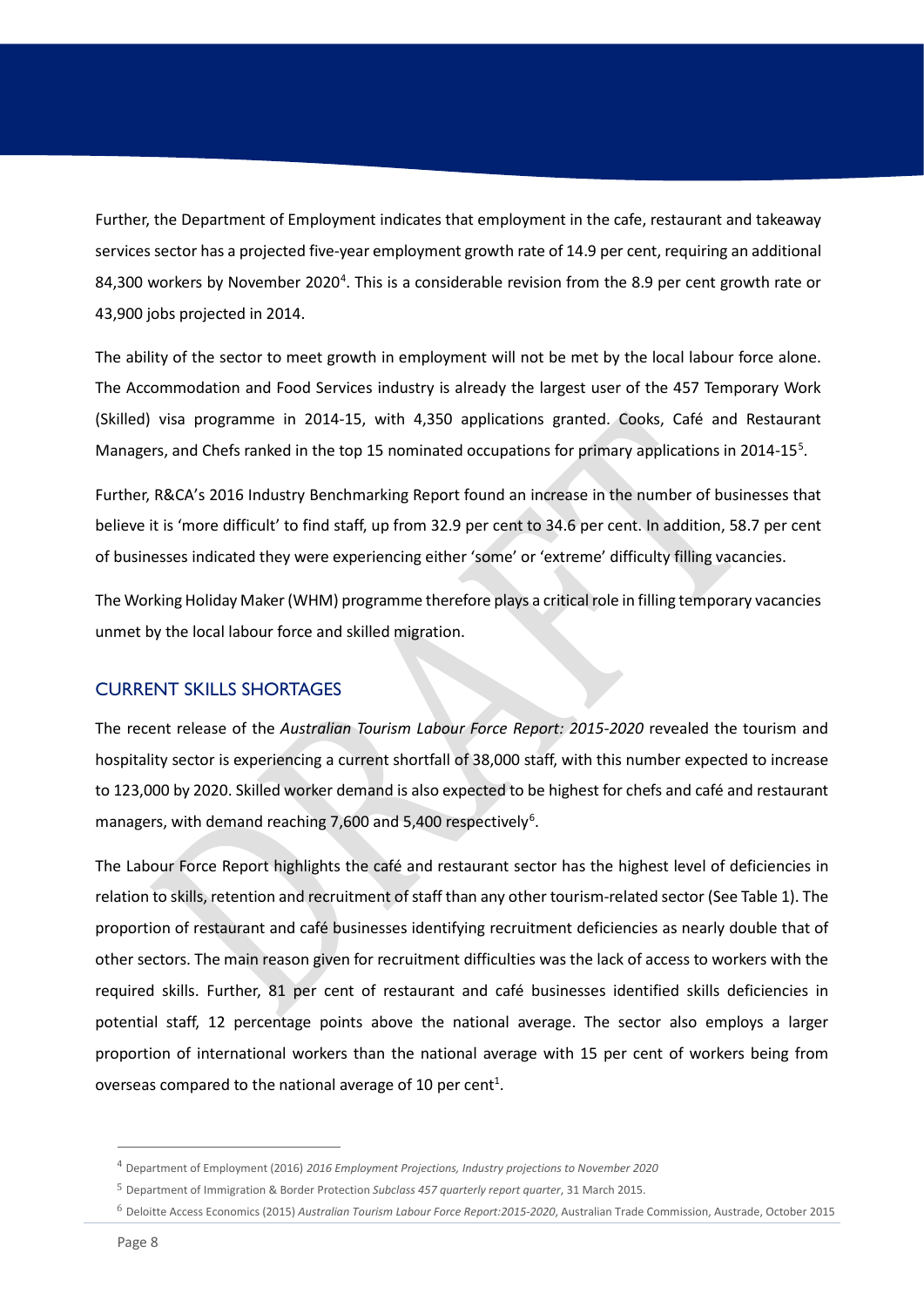Further, the Department of Employment indicates that employment in the cafe, restaurant and takeaway services sector has a projected five-year employment growth rate of 14.9 per cent, requiring an additional 84,300 workers by November 2020[4]. This is a considerable revision from the 8.9 per cent growth rate or 43,900 jobs projected in 2014.

The ability of the sector to meet growth in employment will not be met by the local labour force alone. The Accommodation and Food Services industry is already the largest user of the 457 Temporary Work (Skilled) visa programme in 2014-15, with 4,350 applications granted. Cooks, Café and Restaurant Managers, and Chefs ranked in the top 15 nominated occupations for primary applications in 2014-15[5].

Further, R&CA's 2016 Industry Benchmarking Report found an increase in the number of businesses that believe it is 'more difficult' to find staff, up from 32.9 per cent to 34.6 per cent. In addition, 58.7 per cent of businesses indicated they were experiencing either 'some' or 'extreme' difficulty filling vacancies.

The Working Holiday Maker (WHM) programme therefore plays a critical role in filling temporary vacancies unmet by the local labour force and skilled migration.

## CURRENT SKILLS SHORTAGES

The recent release of the *Australian Tourism Labour Force Report: 2015-2020* revealed the tourism and hospitality sector is experiencing a current shortfall of 38,000 staff, with this number expected to increase to 123,000 by 2020. Skilled worker demand is also expected to be highest for chefs and café and restaurant managers, with demand reaching 7,600 and 5,400 respectively[6].

The Labour Force Report highlights the café and restaurant sector has the highest level of deficiencies in relation to skills, retention and recruitment of staff than any other tourism-related sector (See Table 1). The proportion of restaurant and café businesses identifying recruitment deficiencies as nearly double that of other sectors. The main reason given for recruitment difficulties was the lack of access to workers with the required skills. Further, 81 per cent of restaurant and café businesses identified skills deficiencies in potential staff, 12 percentage points above the national average. The sector also employs a larger proportion of international workers than the national average with 15 per cent of workers being from overseas compared to the national average of 10 per cent[1].

---

[4] Department of Employment (2016) *2016 Employment Projections, Industry projections to November 2020*

[5] Department of Immigration & Border Protection *Subclass 457 quarterly report quarter*, 31 March 2015.

[6] Deloitte Access Economics (2015) *Australian Tourism Labour Force Report:2015-2020*, Australian Trade Commission, Austrade, October 2015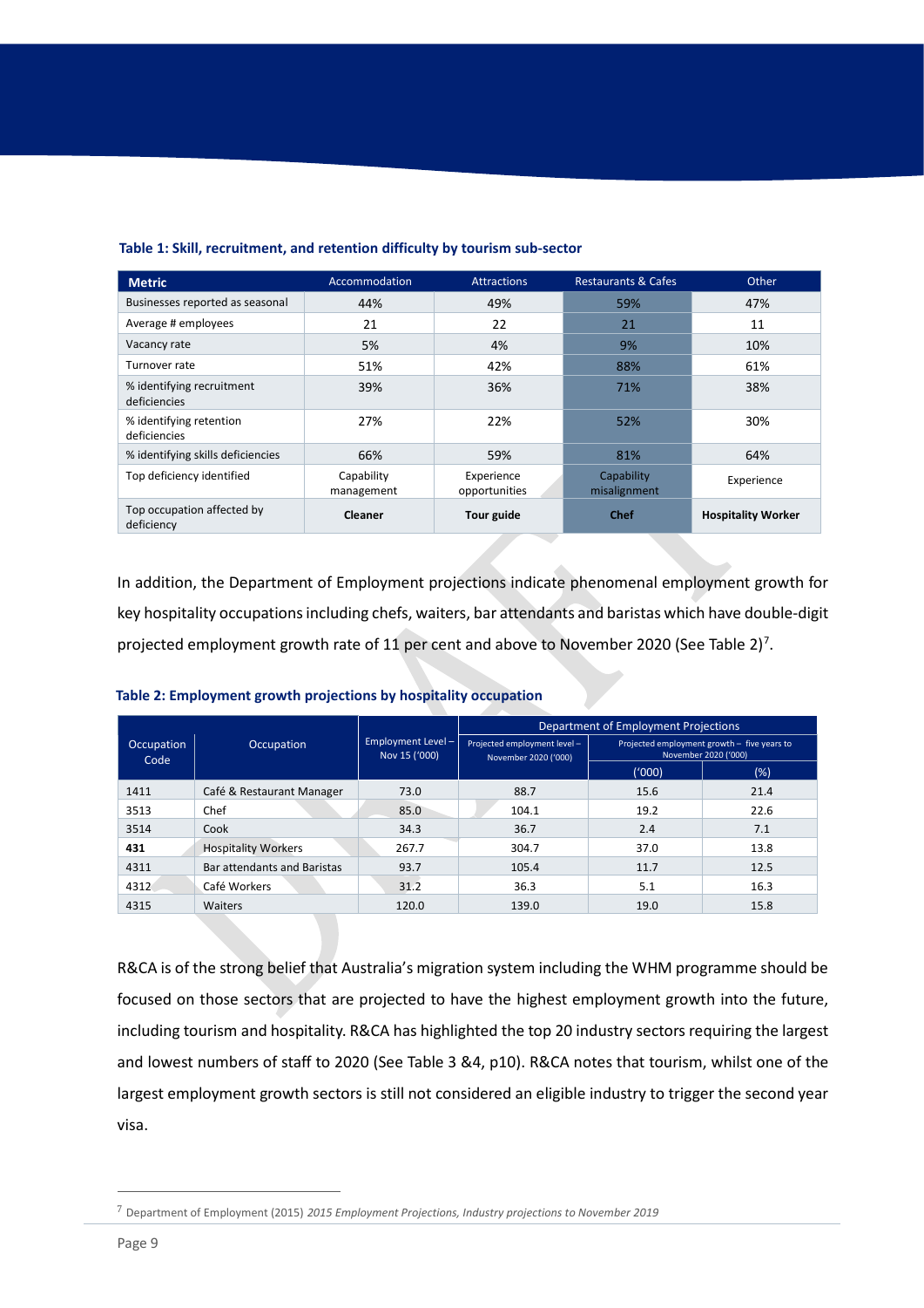**Table 1: Skill, recruitment, and retention difficulty by tourism sub-sector**

| Metric | Accommodation | Attractions | Restaurants & Cafes | Other |
|---|---|---|---|---|
| Businesses reported as seasonal | 44% | 49% | 59% | 47% |
| Average # employees | 21 | 22 | 21 | 11 |
| Vacancy rate | 5% | 4% | 9% | 10% |
| Turnover rate | 51% | 42% | 88% | 61% |
| % identifying recruitment deficiencies | 39% | 36% | 71% | 38% |
| % identifying retention deficiencies | 27% | 22% | 52% | 30% |
| % identifying skills deficiencies | 66% | 59% | 81% | 64% |
| Top deficiency identified | Capability management | Experience opportunities | Capability misalignment | Experience |
| Top occupation affected by deficiency | **Cleaner** | **Tour guide** | **Chef** | **Hospitality Worker** |

In addition, the Department of Employment projections indicate phenomenal employment growth for key hospitality occupations including chefs, waiters, bar attendants and baristas which have double-digit projected employment growth rate of 11 per cent and above to November 2020 (See Table 2)[7].

**Table 2: Employment growth projections by hospitality occupation**

| Occupation Code | Occupation | Employment Level – Nov 15 ('000) | Department of Employment Projections | | |
|---|---|---|---|---|---|
| | | | Projected employment level – November 2020 ('000) | Projected employment growth – five years to November 2020 ('000) | |
| | | | | ('000) | (%) |
| 1411 | Café & Restaurant Manager | 73.0 | 88.7 | 15.6 | 21.4 |
| 3513 | Chef | 85.0 | 104.1 | 19.2 | 22.6 |
| 3514 | Cook | 34.3 | 36.7 | 2.4 | 7.1 |
| **431** | Hospitality Workers | 267.7 | 304.7 | 37.0 | 13.8 |
| 4311 | Bar attendants and Baristas | 93.7 | 105.4 | 11.7 | 12.5 |
| 4312 | Café Workers | 31.2 | 36.3 | 5.1 | 16.3 |
| 4315 | Waiters | 120.0 | 139.0 | 19.0 | 15.8 |

R&CA is of the strong belief that Australia's migration system including the WHM programme should be focused on those sectors that are projected to have the highest employment growth into the future, including tourism and hospitality. R&CA has highlighted the top 20 industry sectors requiring the largest and lowest numbers of staff to 2020 (See Table 3 &4, p10). R&CA notes that tourism, whilst one of the largest employment growth sectors is still not considered an eligible industry to trigger the second year visa.

[7] Department of Employment (2015) *2015 Employment Projections, Industry projections to November 2019*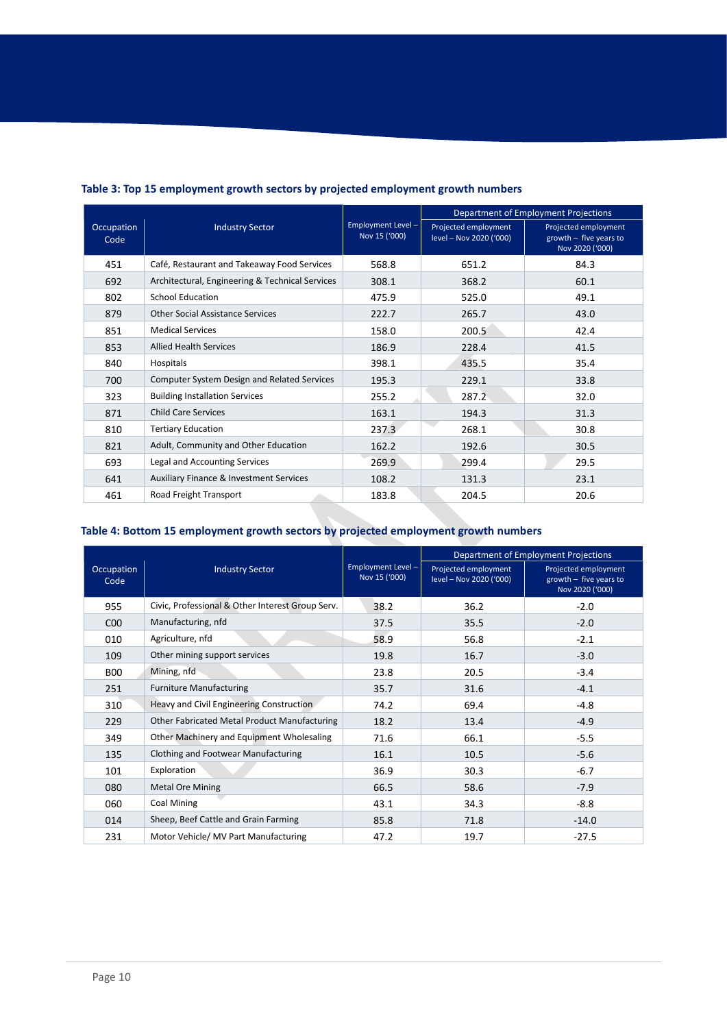### Table 3: Top 15 employment growth sectors by projected employment growth numbers

| Occupation Code | Industry Sector | Employment Level – Nov 15 ('000) | Department of Employment Projections | |
|---|---|---|---|---|
| | | | Projected employment level – Nov 2020 ('000) | Projected employment growth – five years to Nov 2020 ('000) |
| 451 | Café, Restaurant and Takeaway Food Services | 568.8 | 651.2 | 84.3 |
| 692 | Architectural, Engineering & Technical Services | 308.1 | 368.2 | 60.1 |
| 802 | School Education | 475.9 | 525.0 | 49.1 |
| 879 | Other Social Assistance Services | 222.7 | 265.7 | 43.0 |
| 851 | Medical Services | 158.0 | 200.5 | 42.4 |
| 853 | Allied Health Services | 186.9 | 228.4 | 41.5 |
| 840 | Hospitals | 398.1 | 435.5 | 35.4 |
| 700 | Computer System Design and Related Services | 195.3 | 229.1 | 33.8 |
| 323 | Building Installation Services | 255.2 | 287.2 | 32.0 |
| 871 | Child Care Services | 163.1 | 194.3 | 31.3 |
| 810 | Tertiary Education | 237.3 | 268.1 | 30.8 |
| 821 | Adult, Community and Other Education | 162.2 | 192.6 | 30.5 |
| 693 | Legal and Accounting Services | 269.9 | 299.4 | 29.5 |
| 641 | Auxiliary Finance & Investment Services | 108.2 | 131.3 | 23.1 |
| 461 | Road Freight Transport | 183.8 | 204.5 | 20.6 |

### Table 4: Bottom 15 employment growth sectors by projected employment growth numbers

| Occupation Code | Industry Sector | Employment Level – Nov 15 ('000) | Department of Employment Projections | |
|---|---|---|---|---|
| | | | Projected employment level – Nov 2020 ('000) | Projected employment growth – five years to Nov 2020 ('000) |
| 955 | Civic, Professional & Other Interest Group Serv. | 38.2 | 36.2 | -2.0 |
| C00 | Manufacturing, nfd | 37.5 | 35.5 | -2.0 |
| 010 | Agriculture, nfd | 58.9 | 56.8 | -2.1 |
| 109 | Other mining support services | 19.8 | 16.7 | -3.0 |
| B00 | Mining, nfd | 23.8 | 20.5 | -3.4 |
| 251 | Furniture Manufacturing | 35.7 | 31.6 | -4.1 |
| 310 | Heavy and Civil Engineering Construction | 74.2 | 69.4 | -4.8 |
| 229 | Other Fabricated Metal Product Manufacturing | 18.2 | 13.4 | -4.9 |
| 349 | Other Machinery and Equipment Wholesaling | 71.6 | 66.1 | -5.5 |
| 135 | Clothing and Footwear Manufacturing | 16.1 | 10.5 | -5.6 |
| 101 | Exploration | 36.9 | 30.3 | -6.7 |
| 080 | Metal Ore Mining | 66.5 | 58.6 | -7.9 |
| 060 | Coal Mining | 43.1 | 34.3 | -8.8 |
| 014 | Sheep, Beef Cattle and Grain Farming | 85.8 | 71.8 | -14.0 |
| 231 | Motor Vehicle/ MV Part Manufacturing | 47.2 | 19.7 | -27.5 |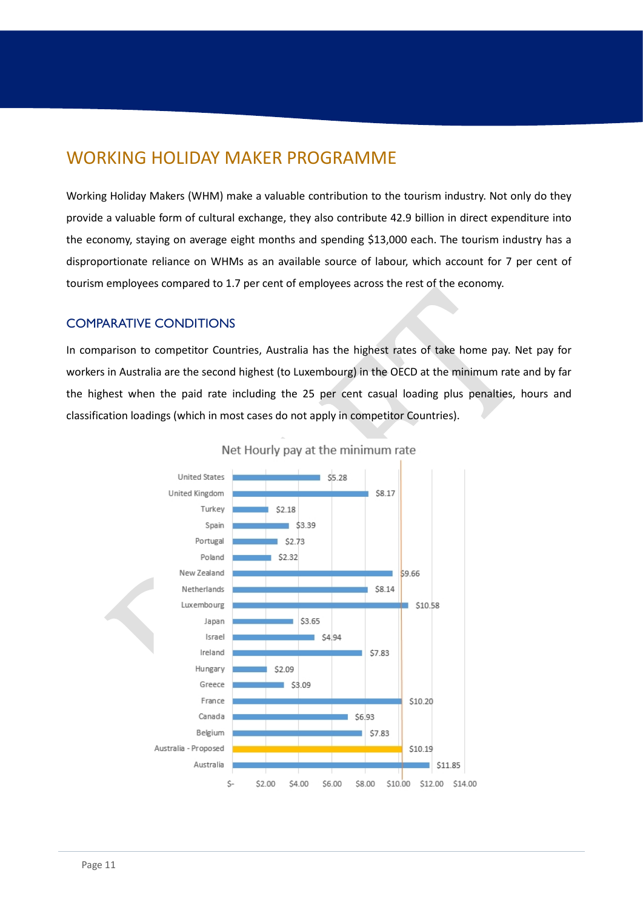# WORKING HOLIDAY MAKER PROGRAMME

Working Holiday Makers (WHM) make a valuable contribution to the tourism industry. Not only do they provide a valuable form of cultural exchange, they also contribute 42.9 billion in direct expenditure into the economy, staying on average eight months and spending $13,000 each. The tourism industry has a disproportionate reliance on WHMs as an available source of labour, which account for 7 per cent of tourism employees compared to 1.7 per cent of employees across the rest of the economy.

## COMPARATIVE CONDITIONS

In comparison to competitor Countries, Australia has the highest rates of take home pay. Net pay for workers in Australia are the second highest (to Luxembourg) in the OECD at the minimum rate and by far the highest when the paid rate including the 25 per cent casual loading plus penalties, hours and classification loadings (which in most cases do not apply in competitor Countries).

Net Hourly pay at the minimum rate

| Country | Net Hourly pay |
| --- | --- |
| United States | $5.28 |
| United Kingdom | $8.17 |
| Turkey | $2.18 |
| Spain | $3.39 |
| Portugal | $2.73 |
| Poland | $2.32 |
| New Zealand | $9.66 |
| Netherlands | $8.14 |
| Luxembourg | $10.58 |
| Japan | $3.65 |
| Israel | $4.94 |
| Ireland | $7.83 |
| Hungary | $2.09 |
| Greece | $3.09 |
| France | $10.20 |
| Canada | $6.93 |
| Belgium | $7.83 |
| Australia - Proposed | $10.19 |
| Australia | $11.85 |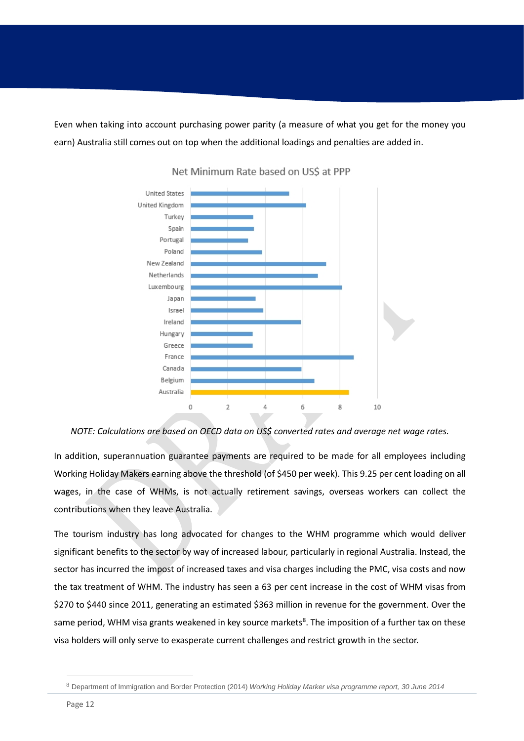Even when taking into account purchasing power parity (a measure of what you get for the money you earn) Australia still comes out on top when the additional loadings and penalties are added in.

Net Minimum Rate based on US$ at PPP

*NOTE: Calculations are based on OECD data on US$ converted rates and average net wage rates.*

In addition, superannuation guarantee payments are required to be made for all employees including Working Holiday Makers earning above the threshold (of $450 per week). This 9.25 per cent loading on all wages, in the case of WHMs, is not actually retirement savings, overseas workers can collect the contributions when they leave Australia.

The tourism industry has long advocated for changes to the WHM programme which would deliver significant benefits to the sector by way of increased labour, particularly in regional Australia. Instead, the sector has incurred the impost of increased taxes and visa charges including the PMC, visa costs and now the tax treatment of WHM. The industry has seen a 63 per cent increase in the cost of WHM visas from $270 to $440 since 2011, generating an estimated $363 million in revenue for the government. Over the same period, WHM visa grants weakened in key source markets[8]. The imposition of a further tax on these visa holders will only serve to exasperate current challenges and restrict growth in the sector.

[8] Department of Immigration and Border Protection (2014) *Working Holiday Marker visa programme report, 30 June 2014*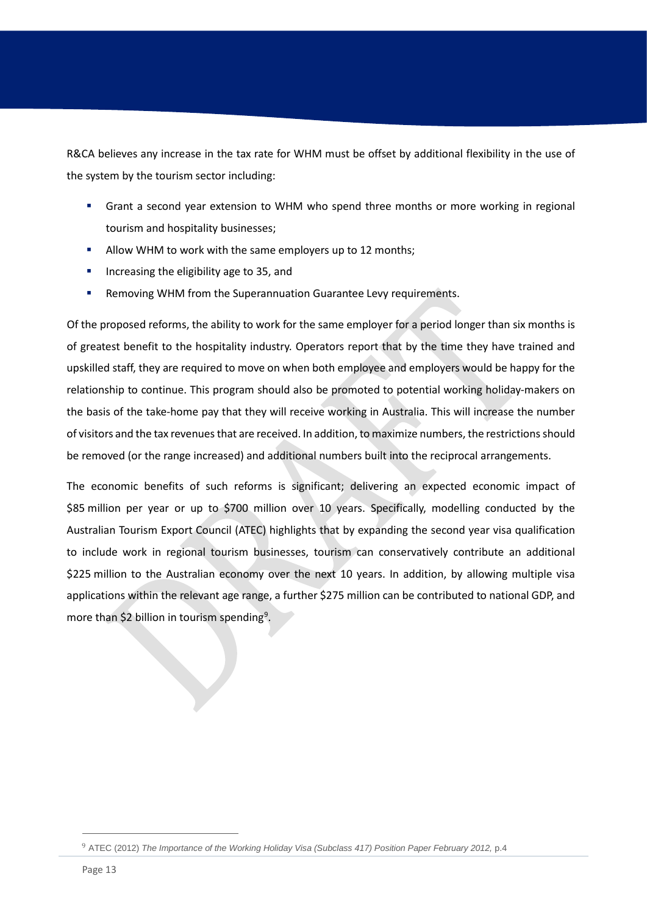R&CA believes any increase in the tax rate for WHM must be offset by additional flexibility in the use of the system by the tourism sector including:

- Grant a second year extension to WHM who spend three months or more working in regional tourism and hospitality businesses;
- Allow WHM to work with the same employers up to 12 months;
- Increasing the eligibility age to 35, and
- Removing WHM from the Superannuation Guarantee Levy requirements.

Of the proposed reforms, the ability to work for the same employer for a period longer than six months is of greatest benefit to the hospitality industry. Operators report that by the time they have trained and upskilled staff, they are required to move on when both employee and employers would be happy for the relationship to continue. This program should also be promoted to potential working holiday-makers on the basis of the take-home pay that they will receive working in Australia. This will increase the number of visitors and the tax revenues that are received. In addition, to maximize numbers, the restrictions should be removed (or the range increased) and additional numbers built into the reciprocal arrangements.

The economic benefits of such reforms is significant; delivering an expected economic impact of $85 million per year or up to $700 million over 10 years. Specifically, modelling conducted by the Australian Tourism Export Council (ATEC) highlights that by expanding the second year visa qualification to include work in regional tourism businesses, tourism can conservatively contribute an additional $225 million to the Australian economy over the next 10 years. In addition, by allowing multiple visa applications within the relevant age range, a further $275 million can be contributed to national GDP, and more than $2 billion in tourism spending[9].

---

[9] ATEC (2012) *The Importance of the Working Holiday Visa (Subclass 417) Position Paper February 2012,* p.4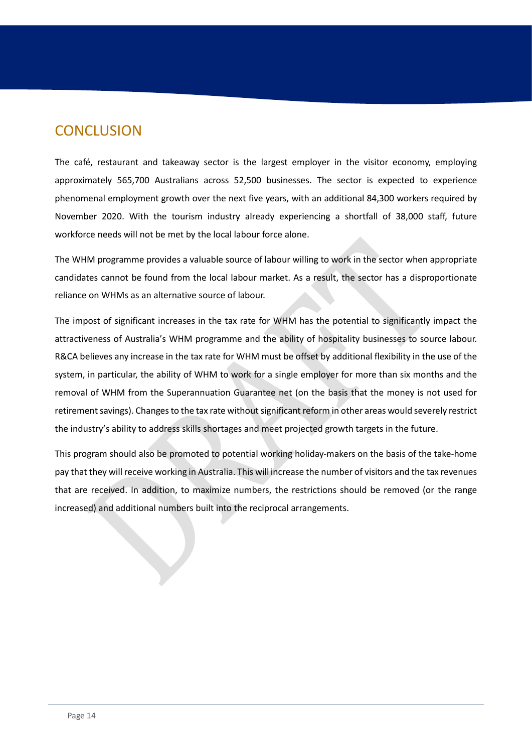## CONCLUSION

The café, restaurant and takeaway sector is the largest employer in the visitor economy, employing approximately 565,700 Australians across 52,500 businesses. The sector is expected to experience phenomenal employment growth over the next five years, with an additional 84,300 workers required by November 2020. With the tourism industry already experiencing a shortfall of 38,000 staff, future workforce needs will not be met by the local labour force alone.

The WHM programme provides a valuable source of labour willing to work in the sector when appropriate candidates cannot be found from the local labour market. As a result, the sector has a disproportionate reliance on WHMs as an alternative source of labour.

The impost of significant increases in the tax rate for WHM has the potential to significantly impact the attractiveness of Australia's WHM programme and the ability of hospitality businesses to source labour. R&CA believes any increase in the tax rate for WHM must be offset by additional flexibility in the use of the system, in particular, the ability of WHM to work for a single employer for more than six months and the removal of WHM from the Superannuation Guarantee net (on the basis that the money is not used for retirement savings). Changes to the tax rate without significant reform in other areas would severely restrict the industry's ability to address skills shortages and meet projected growth targets in the future.

This program should also be promoted to potential working holiday-makers on the basis of the take-home pay that they will receive working in Australia. This will increase the number of visitors and the tax revenues that are received. In addition, to maximize numbers, the restrictions should be removed (or the range increased) and additional numbers built into the reciprocal arrangements.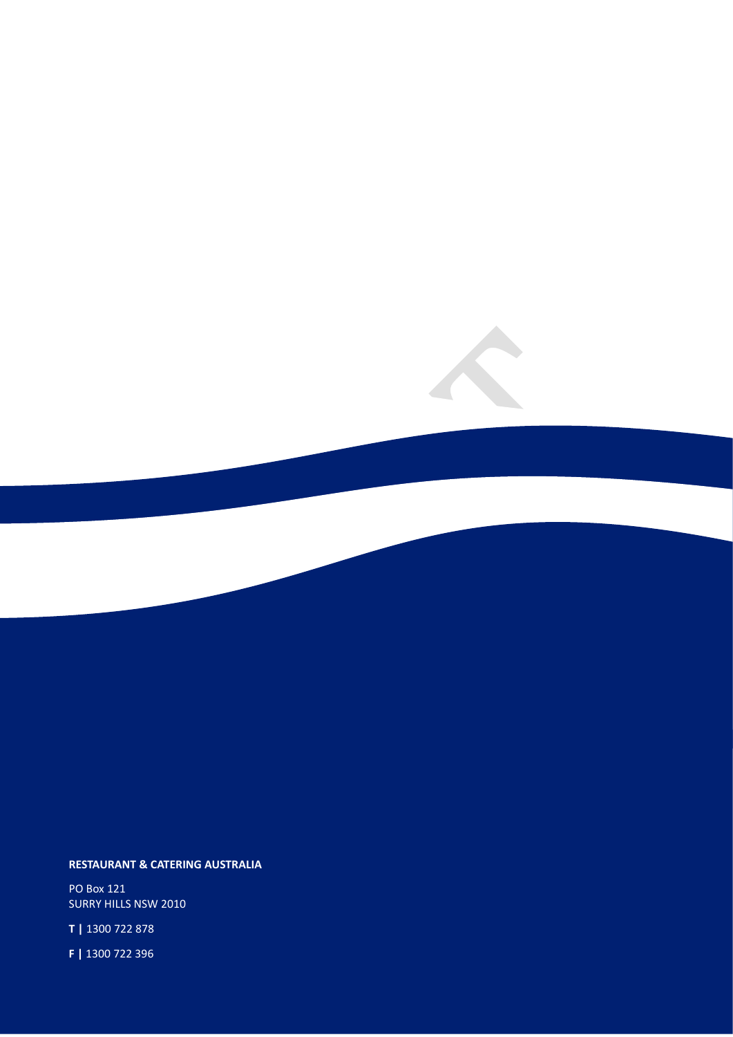**RESTAURANT & CATERING AUSTRALIA**

PO Box 121
SURRY HILLS NSW 2010

**T |** 1300 722 878

**F |** 1300 722 396